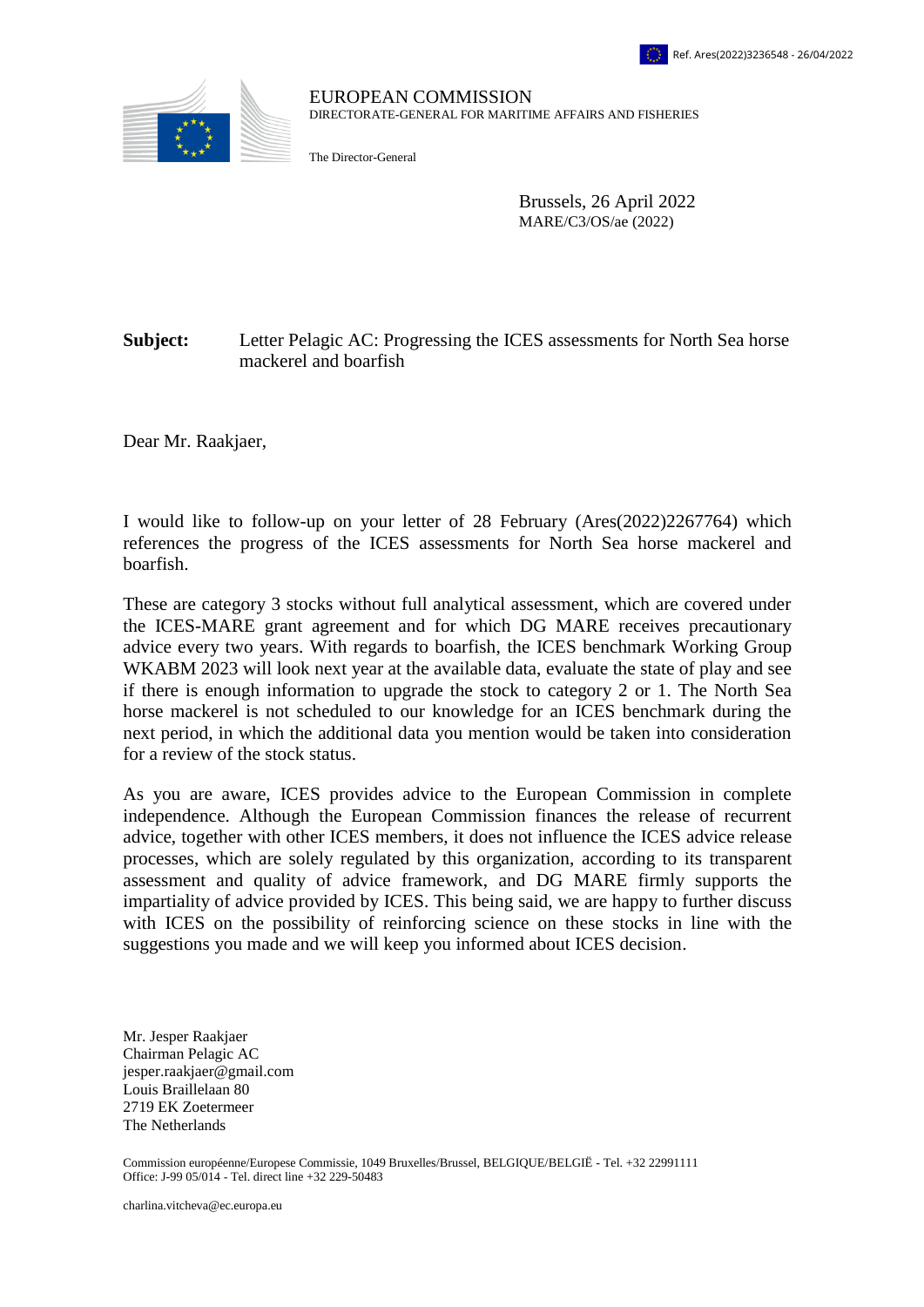Ref. Ares(2022)3236548 - 26/04/2022

EUROPEAN COMMISSION
DIRECTORATE-GENERAL FOR MARITIME AFFAIRS AND FISHERIES

The Director-General

Brussels, 26 April 2022
MARE/C3/OS/ae (2022)

**Subject:** Letter Pelagic AC: Progressing the ICES assessments for North Sea horse mackerel and boarfish

Dear Mr. Raakjaer,

I would like to follow-up on your letter of 28 February (Ares(2022)2267764) which references the progress of the ICES assessments for North Sea horse mackerel and boarfish.

These are category 3 stocks without full analytical assessment, which are covered under the ICES-MARE grant agreement and for which DG MARE receives precautionary advice every two years. With regards to boarfish, the ICES benchmark Working Group WKABM 2023 will look next year at the available data, evaluate the state of play and see if there is enough information to upgrade the stock to category 2 or 1. The North Sea horse mackerel is not scheduled to our knowledge for an ICES benchmark during the next period, in which the additional data you mention would be taken into consideration for a review of the stock status.

As you are aware, ICES provides advice to the European Commission in complete independence. Although the European Commission finances the release of recurrent advice, together with other ICES members, it does not influence the ICES advice release processes, which are solely regulated by this organization, according to its transparent assessment and quality of advice framework, and DG MARE firmly supports the impartiality of advice provided by ICES. This being said, we are happy to further discuss with ICES on the possibility of reinforcing science on these stocks in line with the suggestions you made and we will keep you informed about ICES decision.

Mr. Jesper Raakjaer
Chairman Pelagic AC
jesper.raakjaer@gmail.com
Louis Braillelaan 80
2719 EK Zoetermeer
The Netherlands

Commission européenne/Europese Commissie, 1049 Bruxelles/Brussel, BELGIQUE/BELGIË - Tel. +32 22991111
Office: J-99 05/014 - Tel. direct line +32 229-50483

charlina.vitcheva@ec.europa.eu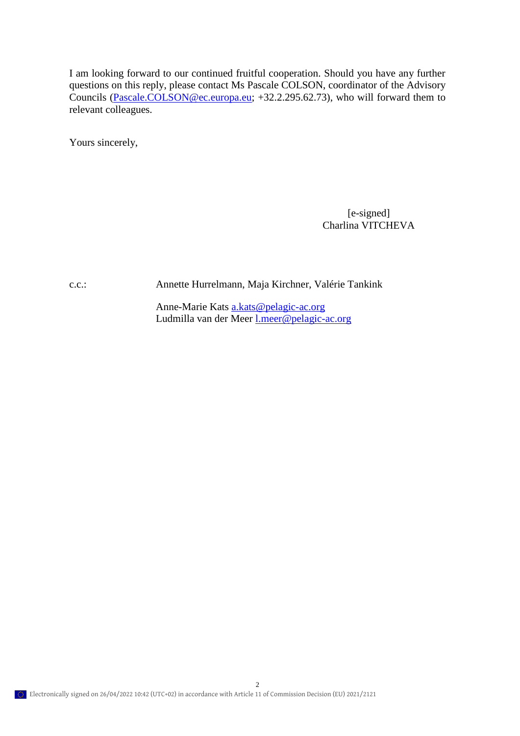I am looking forward to our continued fruitful cooperation. Should you have any further questions on this reply, please contact Ms Pascale COLSON, coordinator of the Advisory Councils (Pascale.COLSON@ec.europa.eu; +32.2.295.62.73), who will forward them to relevant colleagues.

Yours sincerely,

[e-signed]
Charlina VITCHEVA

c.c.: Annette Hurrelmann, Maja Kirchner, Valérie Tankink

Anne-Marie Kats a.kats@pelagic-ac.org
Ludmilla van der Meer l.meer@pelagic-ac.org

Electronically signed on 26/04/2022 10:42 (UTC+02) in accordance with Article 11 of Commission Decision (EU) 2021/2121